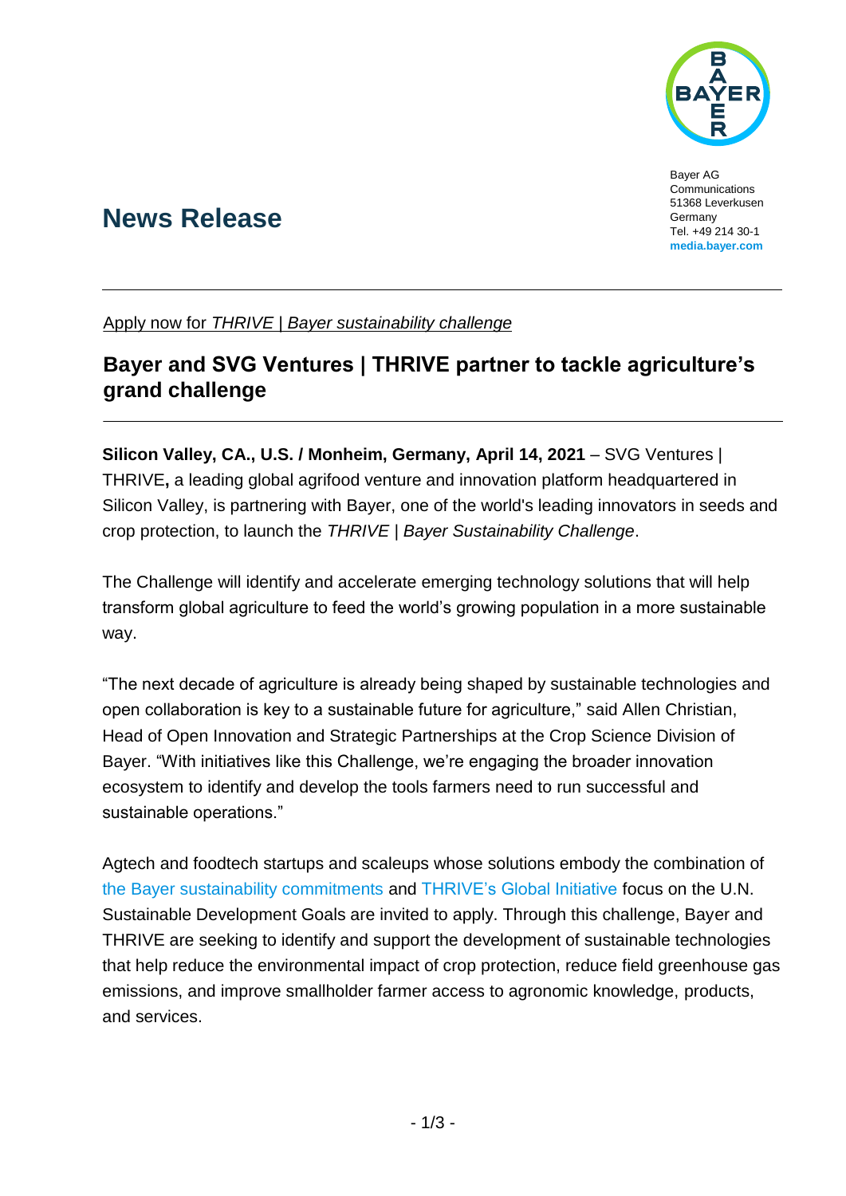Bayer AG
Communications
51368 Leverkusen
Germany
Tel. +49 214 30-1
**media.bayer.com**

# News Release

Apply now for *THRIVE | Bayer sustainability challenge*

## Bayer and SVG Ventures | THRIVE partner to tackle agriculture's grand challenge

**Silicon Valley, CA., U.S. / Monheim, Germany, April 14, 2021** – SVG Ventures | THRIVE**,** a leading global agrifood venture and innovation platform headquartered in Silicon Valley, is partnering with Bayer, one of the world's leading innovators in seeds and crop protection, to launch the *THRIVE | Bayer Sustainability Challenge*.

The Challenge will identify and accelerate emerging technology solutions that will help transform global agriculture to feed the world's growing population in a more sustainable way.

"The next decade of agriculture is already being shaped by sustainable technologies and open collaboration is key to a sustainable future for agriculture," said Allen Christian, Head of Open Innovation and Strategic Partnerships at the Crop Science Division of Bayer. "With initiatives like this Challenge, we're engaging the broader innovation ecosystem to identify and develop the tools farmers need to run successful and sustainable operations."

Agtech and foodtech startups and scaleups whose solutions embody the combination of the Bayer sustainability commitments and THRIVE's Global Initiative focus on the U.N. Sustainable Development Goals are invited to apply. Through this challenge, Bayer and THRIVE are seeking to identify and support the development of sustainable technologies that help reduce the environmental impact of crop protection, reduce field greenhouse gas emissions, and improve smallholder farmer access to agronomic knowledge, products, and services.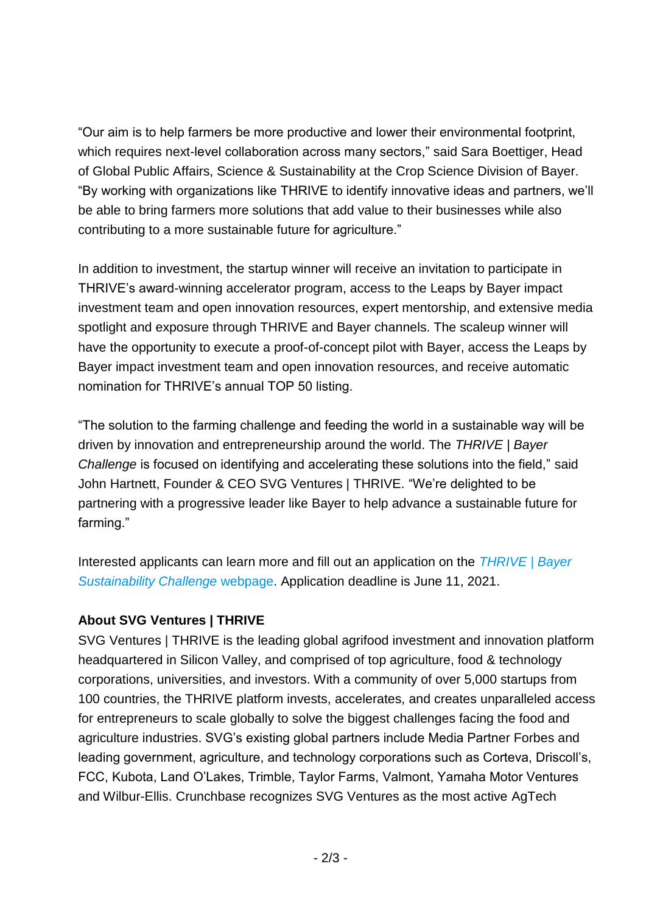"Our aim is to help farmers be more productive and lower their environmental footprint, which requires next-level collaboration across many sectors," said Sara Boettiger, Head of Global Public Affairs, Science & Sustainability at the Crop Science Division of Bayer. "By working with organizations like THRIVE to identify innovative ideas and partners, we'll be able to bring farmers more solutions that add value to their businesses while also contributing to a more sustainable future for agriculture."

In addition to investment, the startup winner will receive an invitation to participate in THRIVE's award-winning accelerator program, access to the Leaps by Bayer impact investment team and open innovation resources, expert mentorship, and extensive media spotlight and exposure through THRIVE and Bayer channels. The scaleup winner will have the opportunity to execute a proof-of-concept pilot with Bayer, access the Leaps by Bayer impact investment team and open innovation resources, and receive automatic nomination for THRIVE's annual TOP 50 listing.

"The solution to the farming challenge and feeding the world in a sustainable way will be driven by innovation and entrepreneurship around the world. The *THRIVE | Bayer Challenge* is focused on identifying and accelerating these solutions into the field," said John Hartnett, Founder & CEO SVG Ventures | THRIVE. "We're delighted to be partnering with a progressive leader like Bayer to help advance a sustainable future for farming."

Interested applicants can learn more and fill out an application on the *THRIVE | Bayer Sustainability Challenge* webpage. Application deadline is June 11, 2021.

**About SVG Ventures | THRIVE**

SVG Ventures | THRIVE is the leading global agrifood investment and innovation platform headquartered in Silicon Valley, and comprised of top agriculture, food & technology corporations, universities, and investors. With a community of over 5,000 startups from 100 countries, the THRIVE platform invests, accelerates, and creates unparalleled access for entrepreneurs to scale globally to solve the biggest challenges facing the food and agriculture industries. SVG's existing global partners include Media Partner Forbes and leading government, agriculture, and technology corporations such as Corteva, Driscoll's, FCC, Kubota, Land O'Lakes, Trimble, Taylor Farms, Valmont, Yamaha Motor Ventures and Wilbur-Ellis. Crunchbase recognizes SVG Ventures as the most active AgTech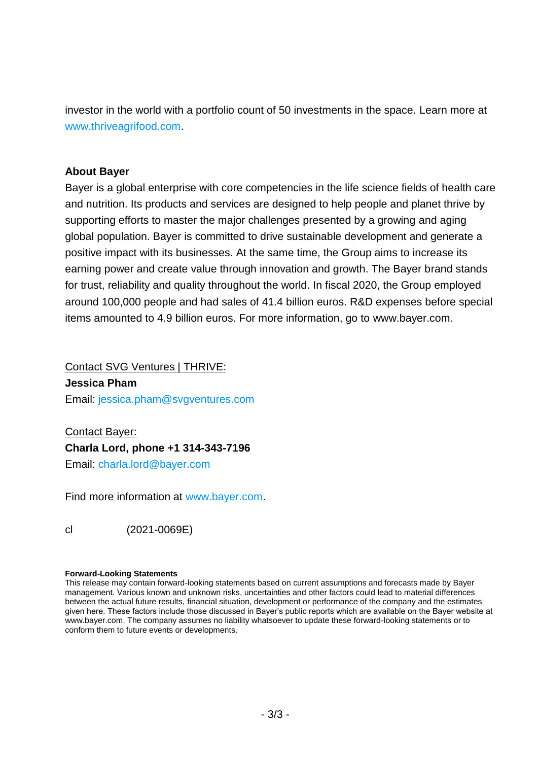investor in the world with a portfolio count of 50 investments in the space. Learn more at www.thriveagrifood.com.

**About Bayer**

Bayer is a global enterprise with core competencies in the life science fields of health care and nutrition. Its products and services are designed to help people and planet thrive by supporting efforts to master the major challenges presented by a growing and aging global population. Bayer is committed to drive sustainable development and generate a positive impact with its businesses. At the same time, the Group aims to increase its earning power and create value through innovation and growth. The Bayer brand stands for trust, reliability and quality throughout the world. In fiscal 2020, the Group employed around 100,000 people and had sales of 41.4 billion euros. R&D expenses before special items amounted to 4.9 billion euros. For more information, go to www.bayer.com.

Contact SVG Ventures | THRIVE:

**Jessica Pham**

Email: jessica.pham@svgventures.com

Contact Bayer:

**Charla Lord, phone +1 314-343-7196**

Email: charla.lord@bayer.com

Find more information at www.bayer.com.

cl (2021-0069E)

**Forward-Looking Statements**

This release may contain forward-looking statements based on current assumptions and forecasts made by Bayer management. Various known and unknown risks, uncertainties and other factors could lead to material differences between the actual future results, financial situation, development or performance of the company and the estimates given here. These factors include those discussed in Bayer's public reports which are available on the Bayer website at www.bayer.com. The company assumes no liability whatsoever to update these forward-looking statements or to conform them to future events or developments.